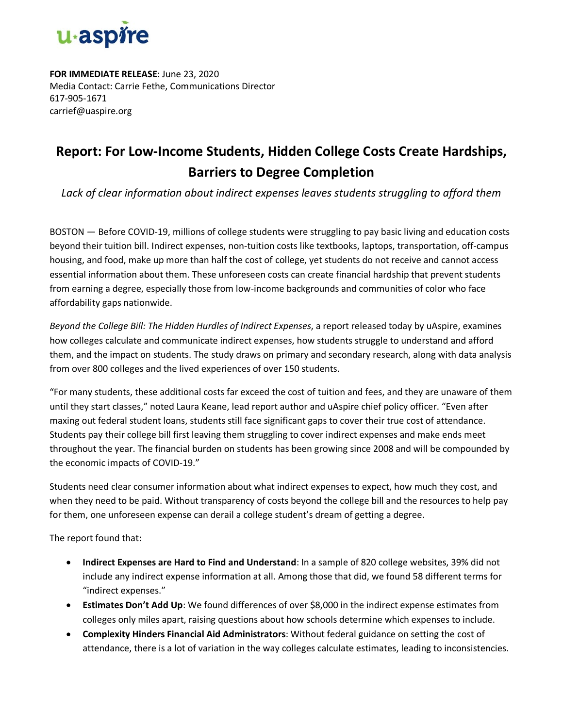u·aspire

**FOR IMMEDIATE RELEASE**: June 23, 2020
Media Contact: Carrie Fethe, Communications Director
617-905-1671
carrief@uaspire.org

# Report: For Low-Income Students, Hidden College Costs Create Hardships, Barriers to Degree Completion

*Lack of clear information about indirect expenses leaves students struggling to afford them*

BOSTON — Before COVID-19, millions of college students were struggling to pay basic living and education costs beyond their tuition bill. Indirect expenses, non-tuition costs like textbooks, laptops, transportation, off-campus housing, and food, make up more than half the cost of college, yet students do not receive and cannot access essential information about them. These unforeseen costs can create financial hardship that prevent students from earning a degree, especially those from low-income backgrounds and communities of color who face affordability gaps nationwide.

*Beyond the College Bill: The Hidden Hurdles of Indirect Expenses*, a report released today by uAspire, examines how colleges calculate and communicate indirect expenses, how students struggle to understand and afford them, and the impact on students. The study draws on primary and secondary research, along with data analysis from over 800 colleges and the lived experiences of over 150 students.

"For many students, these additional costs far exceed the cost of tuition and fees, and they are unaware of them until they start classes," noted Laura Keane, lead report author and uAspire chief policy officer. "Even after maxing out federal student loans, students still face significant gaps to cover their true cost of attendance. Students pay their college bill first leaving them struggling to cover indirect expenses and make ends meet throughout the year. The financial burden on students has been growing since 2008 and will be compounded by the economic impacts of COVID-19."

Students need clear consumer information about what indirect expenses to expect, how much they cost, and when they need to be paid. Without transparency of costs beyond the college bill and the resources to help pay for them, one unforeseen expense can derail a college student's dream of getting a degree.

The report found that:

- **Indirect Expenses are Hard to Find and Understand**: In a sample of 820 college websites, 39% did not include any indirect expense information at all. Among those that did, we found 58 different terms for "indirect expenses."
- **Estimates Don't Add Up**: We found differences of over $8,000 in the indirect expense estimates from colleges only miles apart, raising questions about how schools determine which expenses to include.
- **Complexity Hinders Financial Aid Administrators**: Without federal guidance on setting the cost of attendance, there is a lot of variation in the way colleges calculate estimates, leading to inconsistencies.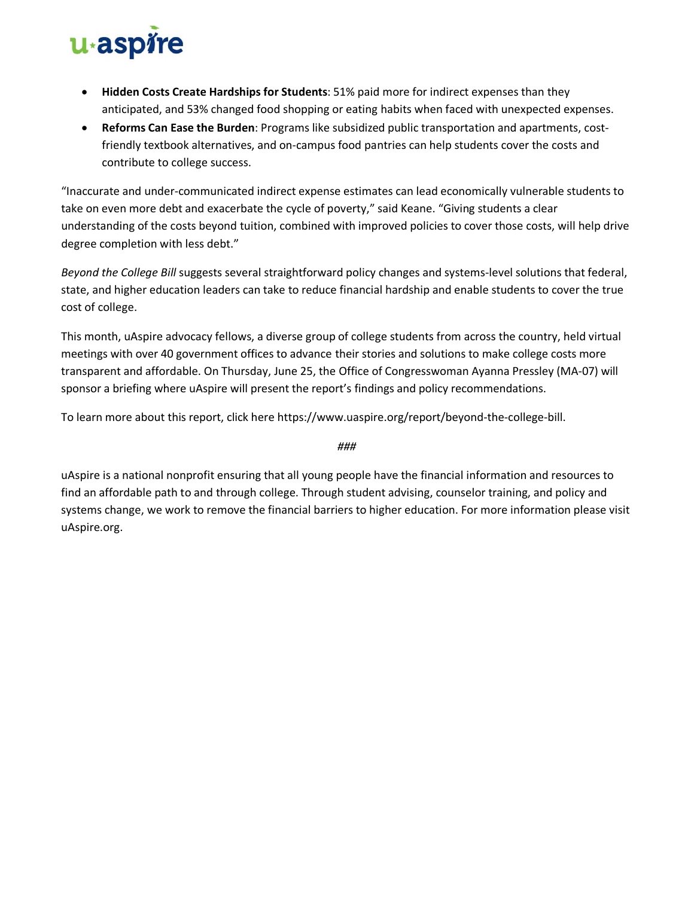- **Hidden Costs Create Hardships for Students**: 51% paid more for indirect expenses than they anticipated, and 53% changed food shopping or eating habits when faced with unexpected expenses.
- **Reforms Can Ease the Burden**: Programs like subsidized public transportation and apartments, cost-friendly textbook alternatives, and on-campus food pantries can help students cover the costs and contribute to college success.

"Inaccurate and under-communicated indirect expense estimates can lead economically vulnerable students to take on even more debt and exacerbate the cycle of poverty," said Keane. "Giving students a clear understanding of the costs beyond tuition, combined with improved policies to cover those costs, will help drive degree completion with less debt."

*Beyond the College Bill* suggests several straightforward policy changes and systems-level solutions that federal, state, and higher education leaders can take to reduce financial hardship and enable students to cover the true cost of college.

This month, uAspire advocacy fellows, a diverse group of college students from across the country, held virtual meetings with over 40 government offices to advance their stories and solutions to make college costs more transparent and affordable. On Thursday, June 25, the Office of Congresswoman Ayanna Pressley (MA-07) will sponsor a briefing where uAspire will present the report's findings and policy recommendations.

To learn more about this report, click here https://www.uaspire.org/report/beyond-the-college-bill.

###

uAspire is a national nonprofit ensuring that all young people have the financial information and resources to find an affordable path to and through college. Through student advising, counselor training, and policy and systems change, we work to remove the financial barriers to higher education. For more information please visit uAspire.org.